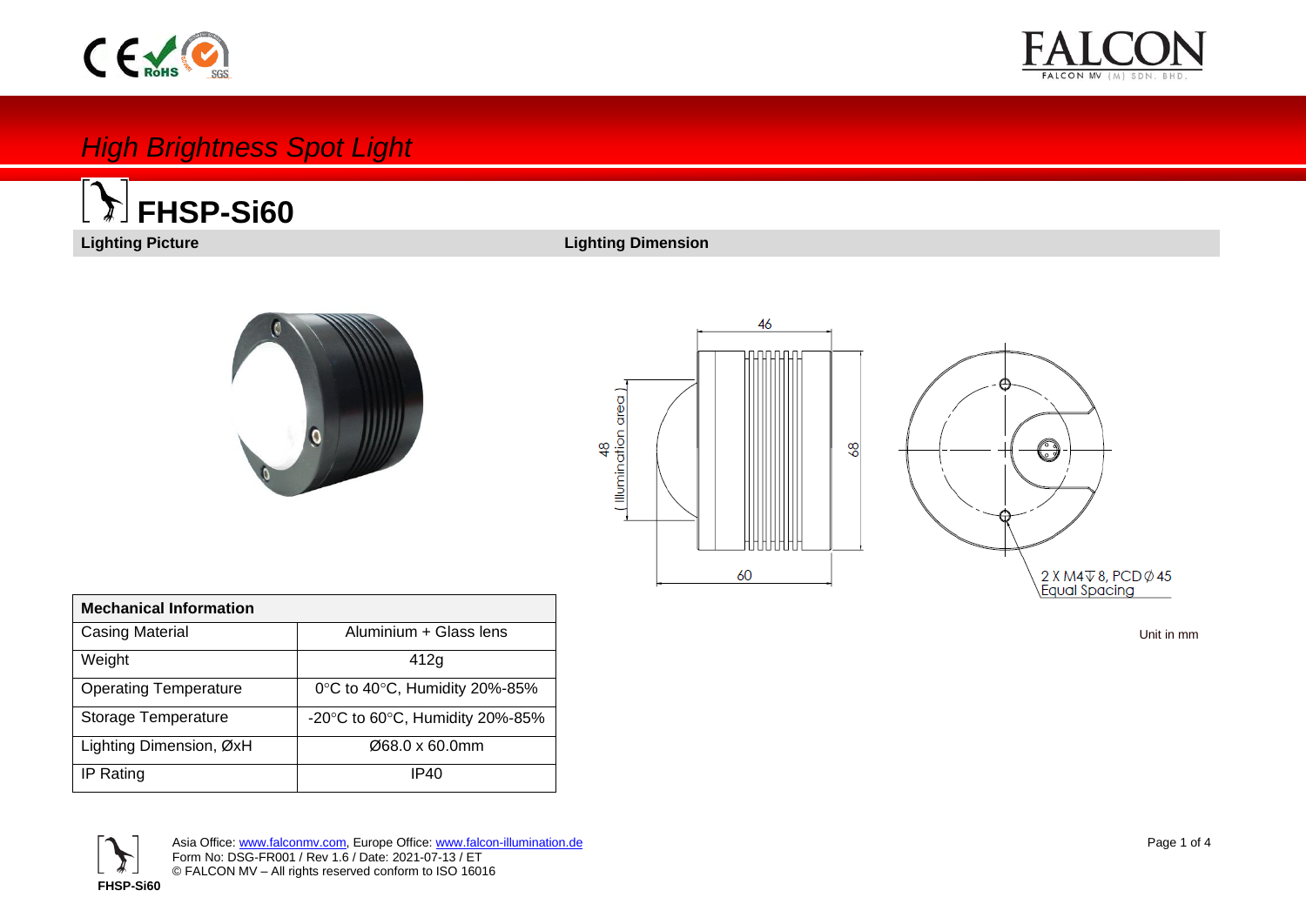# *High Brightness Spot Light*

## FHSP-Si60

**Lighting Picture**

**Lighting Dimension**

46

48 ( Illumination area )

68

60

2 X M4 ↧ 8, PCD Ø 45 Equal Spacing

Unit in mm

| **Mechanical Information** | |
|---|---|
| Casing Material | Aluminium + Glass lens |
| Weight | 412g |
| Operating Temperature | 0°C to 40°C, Humidity 20%-85% |
| Storage Temperature | -20°C to 60°C, Humidity 20%-85% |
| Lighting Dimension, ØxH | Ø68.0 x 60.0mm |
| IP Rating | IP40 |

Asia Office: www.falconmv.com, Europe Office: www.falcon-illumination.de
Form No: DSG-FR001 / Rev 1.6 / Date: 2021-07-13 / ET
© FALCON MV – All rights reserved conform to ISO 16016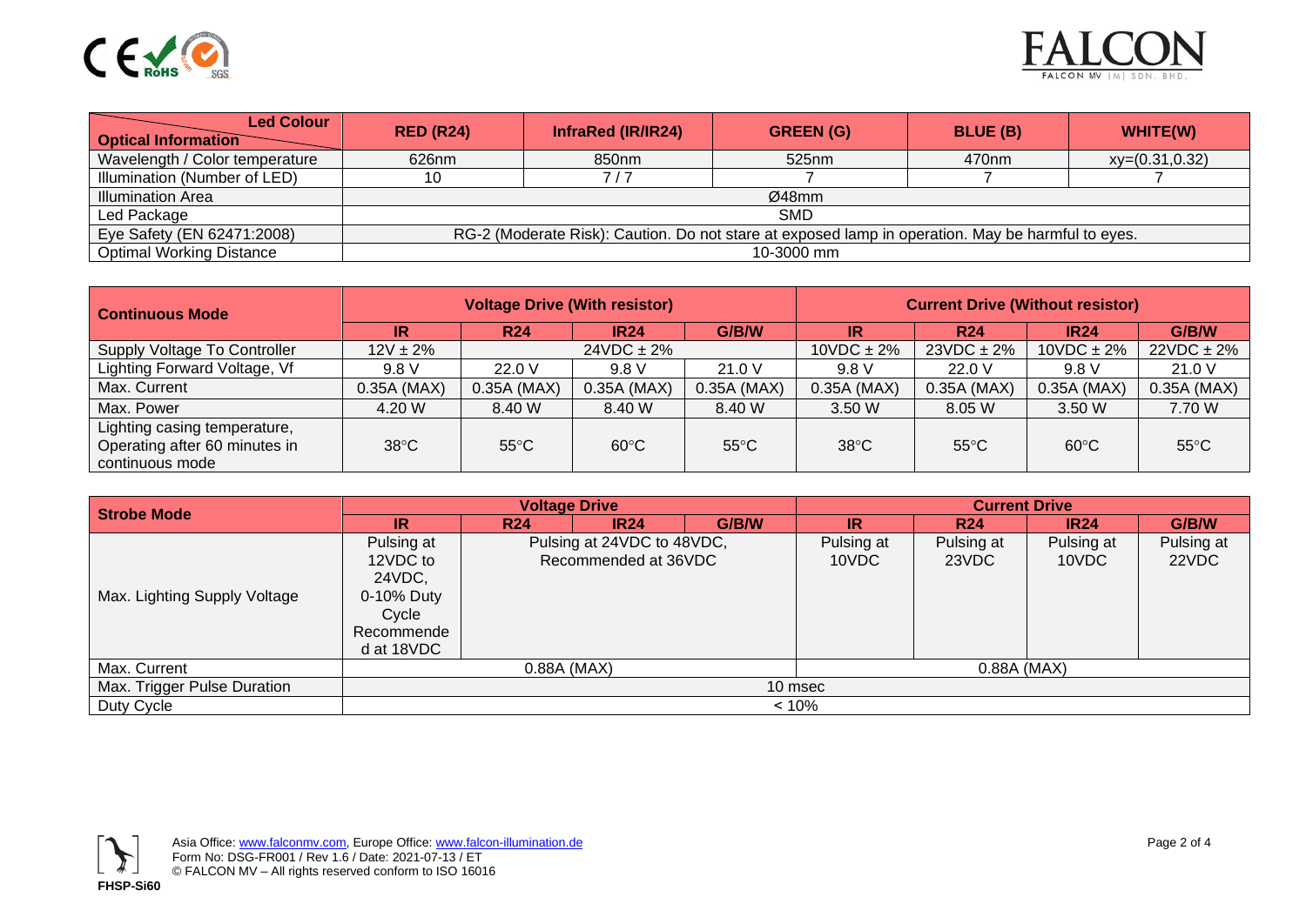| Led Colour / Optical Information | RED (R24) | InfraRed (IR/IR24) | GREEN (G) | BLUE (B) | WHITE(W) |
|---|---|---|---|---|---|
| Wavelength / Color temperature | 626nm | 850nm | 525nm | 470nm | xy=(0.31,0.32) |
| Illumination (Number of LED) | 10 | 7 / 7 | 7 | 7 | 7 |
| Illumination Area | Ø48mm | | | | |
| Led Package | SMD | | | | |
| Eye Safety (EN 62471:2008) | RG-2 (Moderate Risk): Caution. Do not stare at exposed lamp in operation. May be harmful to eyes. | | | | |
| Optimal Working Distance | 10-3000 mm | | | | |

| Continuous Mode | Voltage Drive (With resistor) | | | | Current Drive (Without resistor) | | | |
|---|---|---|---|---|---|---|---|---|
| | IR | R24 | IR24 | G/B/W | IR | R24 | IR24 | G/B/W |
| Supply Voltage To Controller | 12V ± 2% | 24VDC ± 2% | | | 10VDC ± 2% | 23VDC ± 2% | 10VDC ± 2% | 22VDC ± 2% |
| Lighting Forward Voltage, Vf | 9.8 V | 22.0 V | 9.8 V | 21.0 V | 9.8 V | 22.0 V | 9.8 V | 21.0 V |
| Max. Current | 0.35A (MAX) | 0.35A (MAX) | 0.35A (MAX) | 0.35A (MAX) | 0.35A (MAX) | 0.35A (MAX) | 0.35A (MAX) | 0.35A (MAX) |
| Max. Power | 4.20 W | 8.40 W | 8.40 W | 8.40 W | 3.50 W | 8.05 W | 3.50 W | 7.70 W |
| Lighting casing temperature, Operating after 60 minutes in continuous mode | 38°C | 55°C | 60°C | 55°C | 38°C | 55°C | 60°C | 55°C |

| Strobe Mode | Voltage Drive | | | | Current Drive | | | |
|---|---|---|---|---|---|---|---|---|
| | IR | R24 | IR24 | G/B/W | IR | R24 | IR24 | G/B/W |
| Max. Lighting Supply Voltage | Pulsing at 12VDC to 24VDC, 0-10% Duty Cycle Recommended at 18VDC | Pulsing at 24VDC to 48VDC, Recommended at 36VDC | | | Pulsing at 10VDC | Pulsing at 23VDC | Pulsing at 10VDC | Pulsing at 22VDC |
| Max. Current | 0.88A (MAX) | | | | 0.88A (MAX) | | | |
| Max. Trigger Pulse Duration | 10 msec | | | | | | | |
| Duty Cycle | < 10% | | | | | | | |

Asia Office: www.falconmv.com, Europe Office: www.falcon-illumination.de
Form No: DSG-FR001 / Rev 1.6 / Date: 2021-07-13 / ET
© FALCON MV – All rights reserved conform to ISO 16016

FHSP-Si60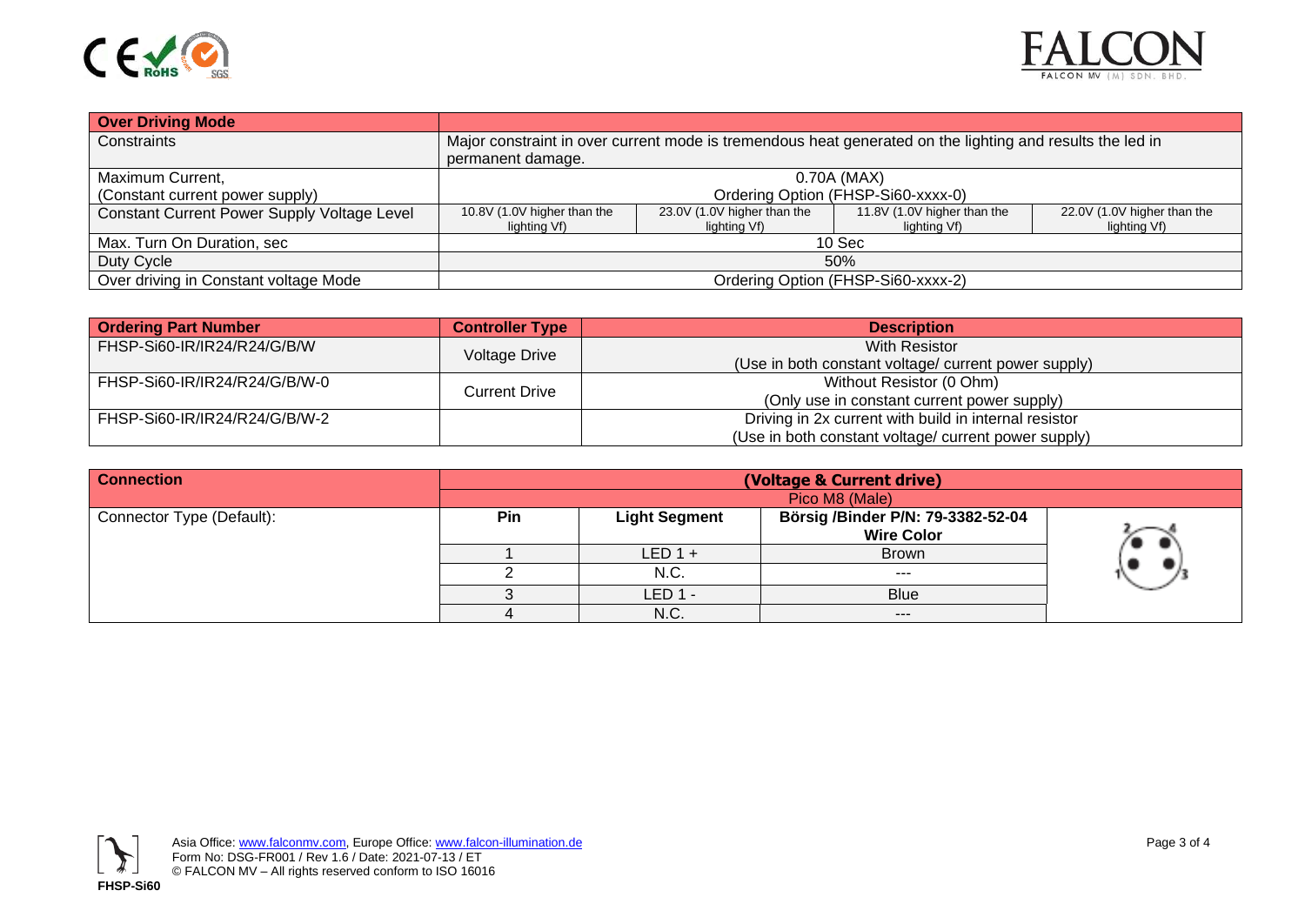| Over Driving Mode | | | | |
|---|---|---|---|---|
| Constraints | Major constraint in over current mode is tremendous heat generated on the lighting and results the led in permanent damage. | | | |
| Maximum Current, (Constant current power supply) | 0.70A (MAX) Ordering Option (FHSP-Si60-xxxx-0) | | | |
| Constant Current Power Supply Voltage Level | 10.8V (1.0V higher than the lighting Vf) | 23.0V (1.0V higher than the lighting Vf) | 11.8V (1.0V higher than the lighting Vf) | 22.0V (1.0V higher than the lighting Vf) |
| Max. Turn On Duration, sec | 10 Sec | | | |
| Duty Cycle | 50% | | | |
| Over driving in Constant voltage Mode | Ordering Option (FHSP-Si60-xxxx-2) | | | |

| Ordering Part Number | Controller Type | Description |
|---|---|---|
| FHSP-Si60-IR/IR24/R24/G/B/W | Voltage Drive | With Resistor (Use in both constant voltage/ current power supply) |
| FHSP-Si60-IR/IR24/R24/G/B/W-0 | Current Drive | Without Resistor (0 Ohm) (Only use in constant current power supply) |
| FHSP-Si60-IR/IR24/R24/G/B/W-2 | | Driving in 2x current with build in internal resistor (Use in both constant voltage/ current power supply) |

| Connection | (Voltage & Current drive) Pico M8 (Male) | | |
|---|---|---|---|
| Connector Type (Default): | Pin | Light Segment | Börsig /Binder P/N: 79-3382-52-04 Wire Color |
| | 1 | LED 1 + | Brown |
| | 2 | N.C. | --- |
| | 3 | LED 1 - | Blue |
| | 4 | N.C. | --- |

Asia Office: www.falconmv.com, Europe Office: www.falcon-illumination.de
Form No: DSG-FR001 / Rev 1.6 / Date: 2021-07-13 / ET
© FALCON MV – All rights reserved conform to ISO 16016

FHSP-Si60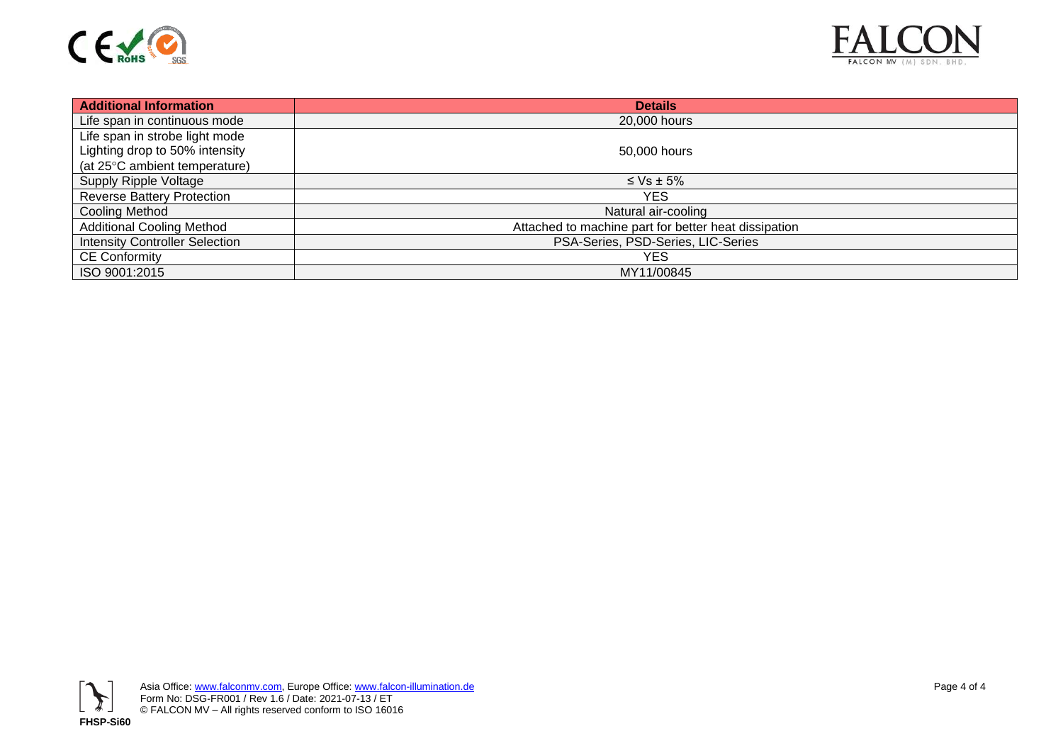| Additional Information | Details |
| --- | --- |
| Life span in continuous mode | 20,000 hours |
| Life span in strobe light mode<br>Lighting drop to 50% intensity<br>(at 25°C ambient temperature) | 50,000 hours |
| Supply Ripple Voltage | ≤ Vs ± 5% |
| Reverse Battery Protection | YES |
| Cooling Method | Natural air-cooling |
| Additional Cooling Method | Attached to machine part for better heat dissipation |
| Intensity Controller Selection | PSA-Series, PSD-Series, LIC-Series |
| CE Conformity | YES |
| ISO 9001:2015 | MY11/00845 |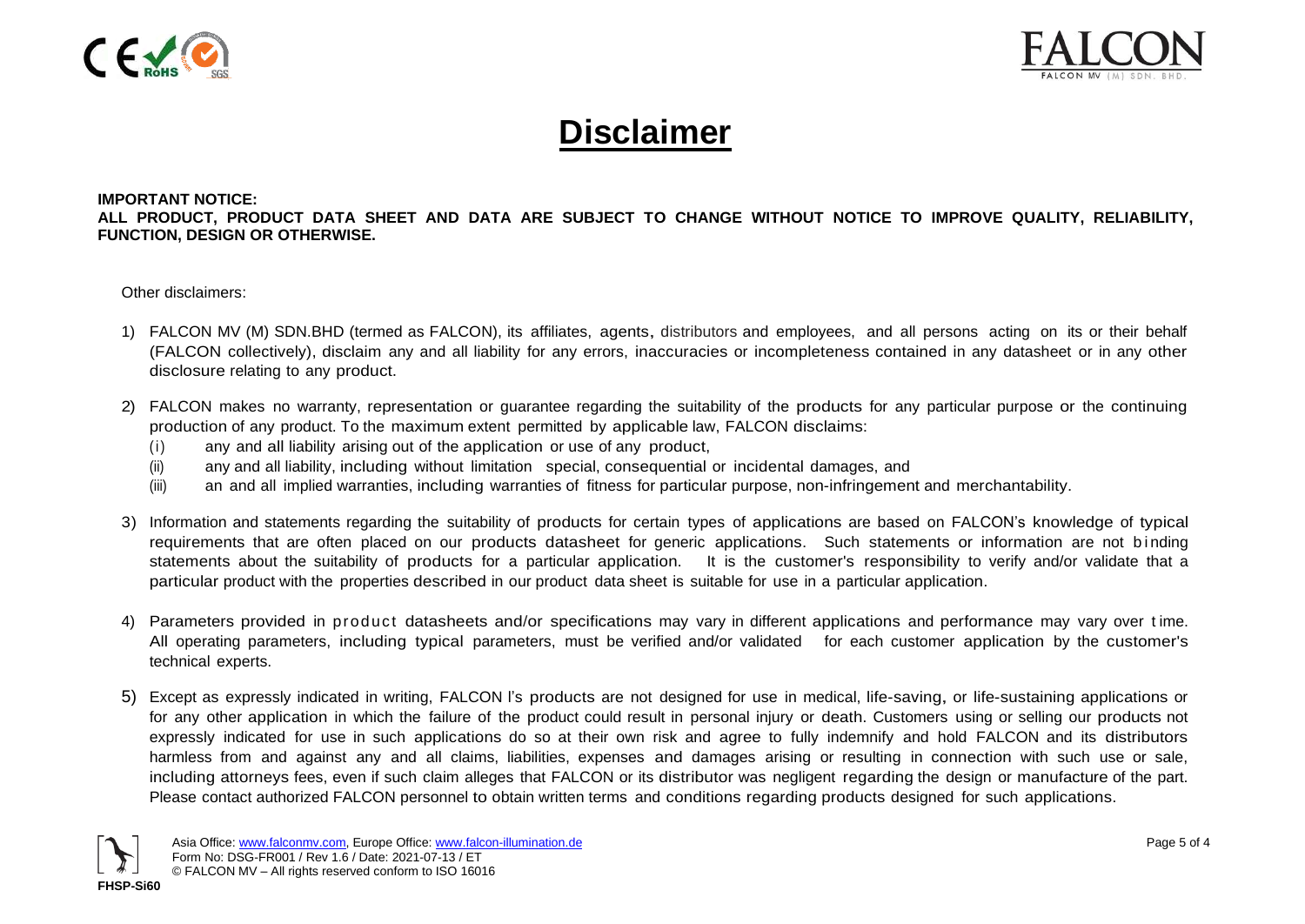# Disclaimer

**IMPORTANT NOTICE:**
**ALL PRODUCT, PRODUCT DATA SHEET AND DATA ARE SUBJECT TO CHANGE WITHOUT NOTICE TO IMPROVE QUALITY, RELIABILITY, FUNCTION, DESIGN OR OTHERWISE.**

Other disclaimers:

1) FALCON MV (M) SDN.BHD (termed as FALCON), its affiliates, agents, distributors and employees, and all persons acting on its or their behalf (FALCON collectively), disclaim any and all liability for any errors, inaccuracies or incompleteness contained in any datasheet or in any other disclosure relating to any product.

2) FALCON makes no warranty, representation or guarantee regarding the suitability of the products for any particular purpose or the continuing production of any product. To the maximum extent permitted by applicable law, FALCON disclaims:
   (i) any and all liability arising out of the application or use of any product,
   (ii) any and all liability, including without limitation special, consequential or incidental damages, and
   (iii) an and all implied warranties, including warranties of fitness for particular purpose, non-infringement and merchantability.

3) Information and statements regarding the suitability of products for certain types of applications are based on FALCON's knowledge of typical requirements that are often placed on our products datasheet for generic applications. Such statements or information are not binding statements about the suitability of products for a particular application. It is the customer's responsibility to verify and/or validate that a particular product with the properties described in our product data sheet is suitable for use in a particular application.

4) Parameters provided in product datasheets and/or specifications may vary in different applications and performance may vary over time. All operating parameters, including typical parameters, must be verified and/or validated for each customer application by the customer's technical experts.

5) Except as expressly indicated in writing, FALCON l's products are not designed for use in medical, life-saving, or life-sustaining applications or for any other application in which the failure of the product could result in personal injury or death. Customers using or selling our products not expressly indicated for use in such applications do so at their own risk and agree to fully indemnify and hold FALCON and its distributors harmless from and against any and all claims, liabilities, expenses and damages arising or resulting in connection with such use or sale, including attorneys fees, even if such claim alleges that FALCON or its distributor was negligent regarding the design or manufacture of the part. Please contact authorized FALCON personnel to obtain written terms and conditions regarding products designed for such applications.